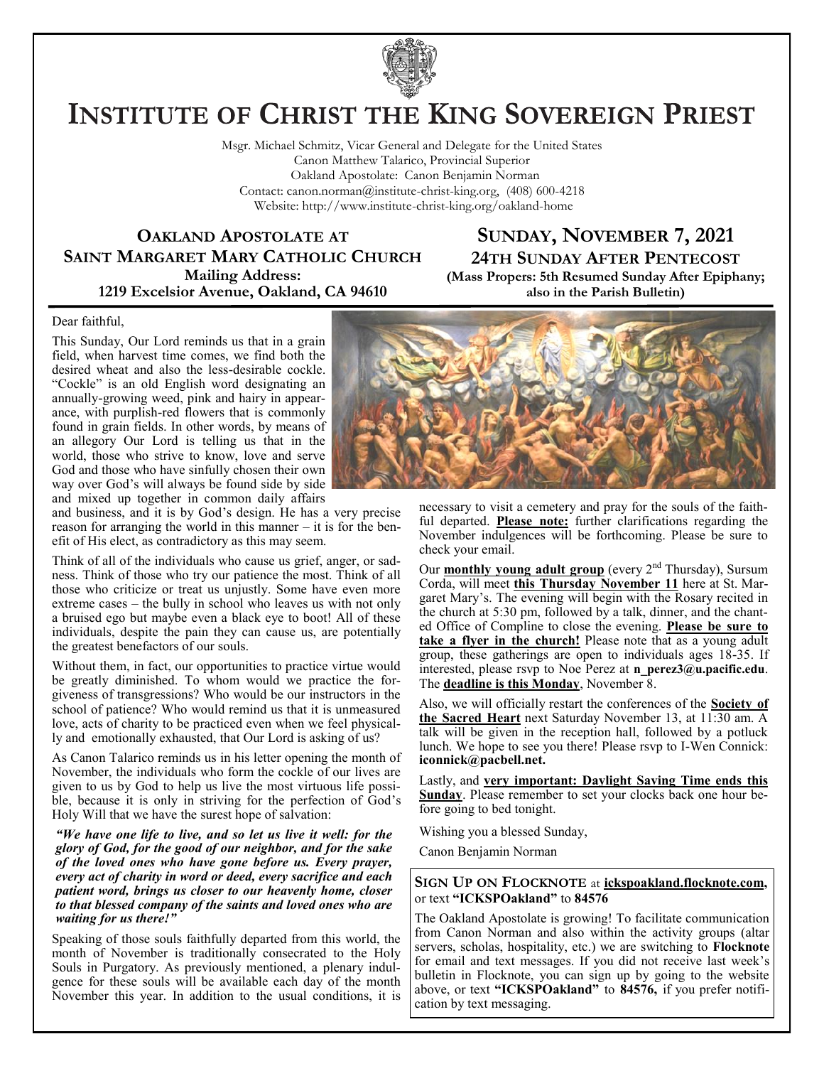# INSTITUTE OF CHRIST THE KING SOVEREIGN PRIEST

Msgr. Michael Schmitz, Vicar General and Delegate for the United States
Canon Matthew Talarico, Provincial Superior
Oakland Apostolate: Canon Benjamin Norman
Contact: canon.norman@institute-christ-king.org, (408) 600-4218
Website: http://www.institute-christ-king.org/oakland-home

## OAKLAND APOSTOLATE AT SAINT MARGARET MARY CATHOLIC CHURCH

**Mailing Address:**
**1219 Excelsior Avenue, Oakland, CA 94610**

## SUNDAY, NOVEMBER 7, 2021

### 24TH SUNDAY AFTER PENTECOST

**(Mass Propers: 5th Resumed Sunday After Epiphany; also in the Parish Bulletin)**

Dear faithful,

This Sunday, Our Lord reminds us that in a grain field, when harvest time comes, we find both the desired wheat and also the less-desirable cockle. "Cockle" is an old English word designating an annually-growing weed, pink and hairy in appearance, with purplish-red flowers that is commonly found in grain fields. In other words, by means of an allegory Our Lord is telling us that in the world, those who strive to know, love and serve God and those who have sinfully chosen their own way over God's will always be found side by side and mixed up together in common daily affairs and business, and it is by God's design. He has a very precise reason for arranging the world in this manner – it is for the benefit of His elect, as contradictory as this may seem.

Think of all of the individuals who cause us grief, anger, or sadness. Think of those who try our patience the most. Think of all those who criticize or treat us unjustly. Some have even more extreme cases – the bully in school who leaves us with not only a bruised ego but maybe even a black eye to boot! All of these individuals, despite the pain they can cause us, are potentially the greatest benefactors of our souls.

Without them, in fact, our opportunities to practice virtue would be greatly diminished. To whom would we practice the forgiveness of transgressions? Who would be our instructors in the school of patience? Who would remind us that it is unmeasured love, acts of charity to be practiced even when we feel physically and emotionally exhausted, that Our Lord is asking of us?

As Canon Talarico reminds us in his letter opening the month of November, the individuals who form the cockle of our lives are given to us by God to help us live the most virtuous life possible, because it is only in striving for the perfection of God's Holy Will that we have the surest hope of salvation:

***"We have one life to live, and so let us live it well: for the glory of God, for the good of our neighbor, and for the sake of the loved ones who have gone before us. Every prayer, every act of charity in word or deed, every sacrifice and each patient word, brings us closer to our heavenly home, closer to that blessed company of the saints and loved ones who are waiting for us there!"***

Speaking of those souls faithfully departed from this world, the month of November is traditionally consecrated to the Holy Souls in Purgatory. As previously mentioned, a plenary indulgence for these souls will be available each day of the month November this year. In addition to the usual conditions, it is necessary to visit a cemetery and pray for the souls of the faithful departed. **Please note:** further clarifications regarding the November indulgences will be forthcoming. Please be sure to check your email.

Our **monthly young adult group** (every 2nd Thursday), Sursum Corda, will meet **this Thursday November 11** here at St. Margaret Mary's. The evening will begin with the Rosary recited in the church at 5:30 pm, followed by a talk, dinner, and the chanted Office of Compline to close the evening. **Please be sure to take a flyer in the church!** Please note that as a young adult group, these gatherings are open to individuals ages 18-35. If interested, please rsvp to Noe Perez at **n_perez3@u.pacific.edu**. The **deadline is this Monday**, November 8.

Also, we will officially restart the conferences of the **Society of the Sacred Heart** next Saturday November 13, at 11:30 am. A talk will be given in the reception hall, followed by a potluck lunch. We hope to see you there! Please rsvp to I-Wen Connick: **iconnick@pacbell.net.**

Lastly, and **very important: Daylight Saving Time ends this Sunday**. Please remember to set your clocks back one hour before going to bed tonight.

Wishing you a blessed Sunday,

Canon Benjamin Norman

**SIGN UP ON FLOCKNOTE** at **ickspoakland.flocknote.com,** or text **"ICKSPOakland"** to **84576**

The Oakland Apostolate is growing! To facilitate communication from Canon Norman and also within the activity groups (altar servers, scholas, hospitality, etc.) we are switching to **Flocknote** for email and text messages. If you did not receive last week's bulletin in Flocknote, you can sign up by going to the website above, or text **"ICKSPOakland"** to **84576,** if you prefer notification by text messaging.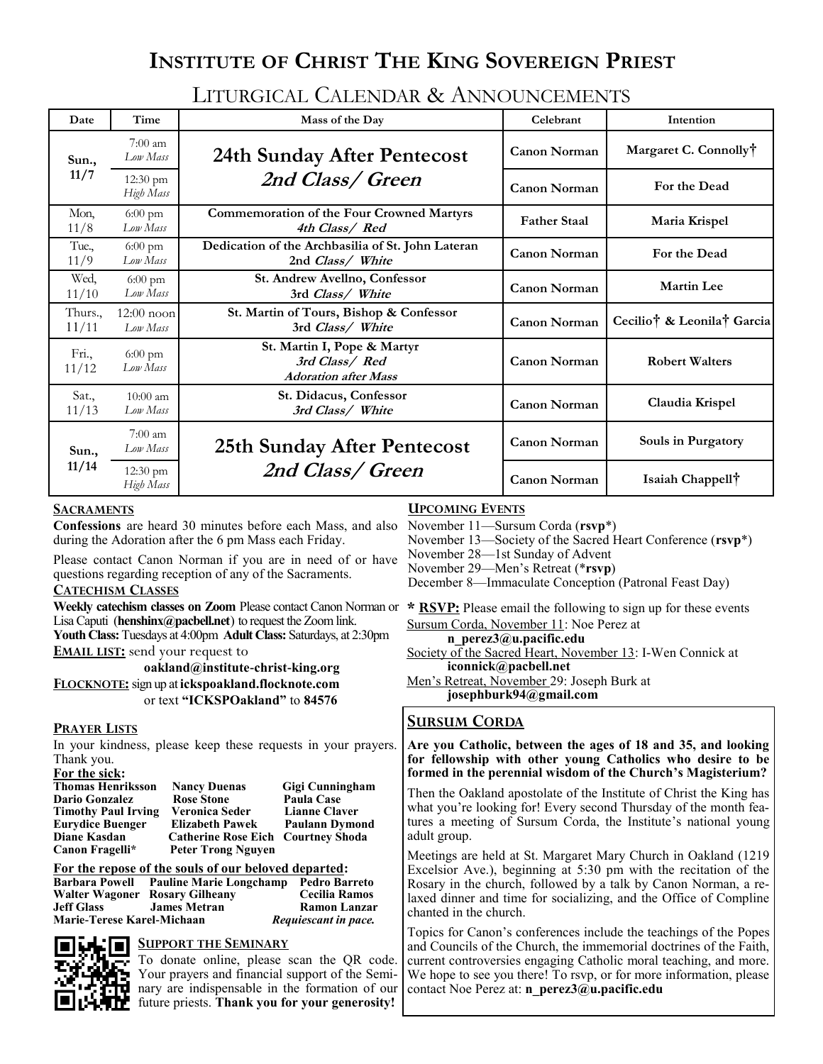# Institute of Christ The King Sovereign Priest

## Liturgical Calendar & Announcements

| Date | Time | Mass of the Day | Celebrant | Intention |
|---|---|---|---|---|
| **Sun., 11/7** | 7:00 am *Low Mass* | **24th Sunday After Pentecost** ***2nd Class/ Green*** | **Canon Norman** | **Margaret C. Connolly†** |
| | 12:30 pm *High Mass* | | **Canon Norman** | **For the Dead** |
| Mon, 11/8 | 6:00 pm *Low Mass* | **Commemoration of the Four Crowned Martyrs** ***4th Class/ Red*** | **Father Staal** | **Maria Krispel** |
| Tue., 11/9 | 6:00 pm *Low Mass* | **Dedication of the Archbasilia of St. John Lateran** **2nd *Class/ White*** | **Canon Norman** | **For the Dead** |
| Wed, 11/10 | 6:00 pm *Low Mass* | **St. Andrew Avellno, Confessor** **3rd *Class/ White*** | **Canon Norman** | **Martin Lee** |
| Thurs., 11/11 | 12:00 noon *Low Mass* | **St. Martin of Tours, Bishop & Confessor** **3rd *Class/ White*** | **Canon Norman** | **Cecilio† & Leonila† Garcia** |
| Fri., 11/12 | 6:00 pm *Low Mass* | **St. Martin I, Pope & Martyr** ***3rd Class/ Red*** ***Adoration after Mass*** | **Canon Norman** | **Robert Walters** |
| Sat., 11/13 | 10:00 am *Low Mass* | **St. Didacus, Confessor** ***3rd Class/ White*** | **Canon Norman** | **Claudia Krispel** |
| **Sun., 11/14** | 7:00 am *Low Mass* | **25th Sunday After Pentecost** ***2nd Class/ Green*** | **Canon Norman** | **Souls in Purgatory** |
| | 12:30 pm *High Mass* | | **Canon Norman** | **Isaiah Chappell†** |

### Sacraments

**Confessions** are heard 30 minutes before each Mass, and also during the Adoration after the 6 pm Mass each Friday.

Please contact Canon Norman if you are in need of or have questions regarding reception of any of the Sacraments.

### Catechism Classes

**Weekly catechism classes on Zoom** Please contact Canon Norman or Lisa Caputi (**henshinx@pacbell.net**) to request the Zoom link.
**Youth Class:** Tuesdays at 4:00pm **Adult Class:** Saturdays, at 2:30pm

**EMAIL LIST:** send your request to
**oakland@institute-christ-king.org**

**FLOCKNOTE:** sign up at **ickspoakland.flocknote.com** or text **"ICKSPOakland"** to **84576**

### Prayer Lists

In your kindness, please keep these requests in your prayers. Thank you.

**For the sick:**

**Thomas Henriksson, Nancy Duenas, Gigi Cunningham, Dario Gonzalez, Rose Stone, Paula Case, Timothy Paul Irving, Veronica Seder, Lianne Claver, Eurydice Buenger, Elizabeth Pawek, Paulann Dymond, Diane Kasdan, Catherine Rose Eich, Courtney Shoda, Canon Fragelli*, Peter Trong Nguyen**

**For the repose of the souls of our beloved departed:**

**Barbara Powell, Pauline Marie Longchamp, Pedro Barreto, Walter Wagoner, Rosary Gilheany, Cecilia Ramos, Jeff Glass, James Metran, Ramon Lanzar, Marie-Terese Karel-Michaan**
***Requiescant in pace.***

### Support the Seminary

To donate online, please scan the QR code. Your prayers and financial support of the Seminary are indispensable in the formation of our future priests. **Thank you for your generosity!**

### Upcoming Events

November 11—Sursum Corda (**rsvp***)
November 13—Society of the Sacred Heart Conference (**rsvp***)
November 28—1st Sunday of Advent
November 29—Men's Retreat (***rsvp**)
December 8—Immaculate Conception (Patronal Feast Day)

**\* RSVP:** Please email the following to sign up for these events

Sursum Corda, November 11: Noe Perez at **n_perez3@u.pacific.edu**

Society of the Sacred Heart, November 13: I-Wen Connick at **iconnick@pacbell.net**

Men's Retreat, November 29: Joseph Burk at **josephburk94@gmail.com**

### Sursum Corda

**Are you Catholic, between the ages of 18 and 35, and looking for fellowship with other young Catholics who desire to be formed in the perennial wisdom of the Church's Magisterium?**

Then the Oakland apostolate of the Institute of Christ the King has what you're looking for! Every second Thursday of the month features a meeting of Sursum Corda, the Institute's national young adult group.

Meetings are held at St. Margaret Mary Church in Oakland (1219 Excelsior Ave.), beginning at 5:30 pm with the recitation of the Rosary in the church, followed by a talk by Canon Norman, a relaxed dinner and time for socializing, and the Office of Compline chanted in the church.

Topics for Canon's conferences include the teachings of the Popes and Councils of the Church, the immemorial doctrines of the Faith, current controversies engaging Catholic moral teaching, and more. We hope to see you there! To rsvp, or for more information, please contact Noe Perez at: **n_perez3@u.pacific.edu**